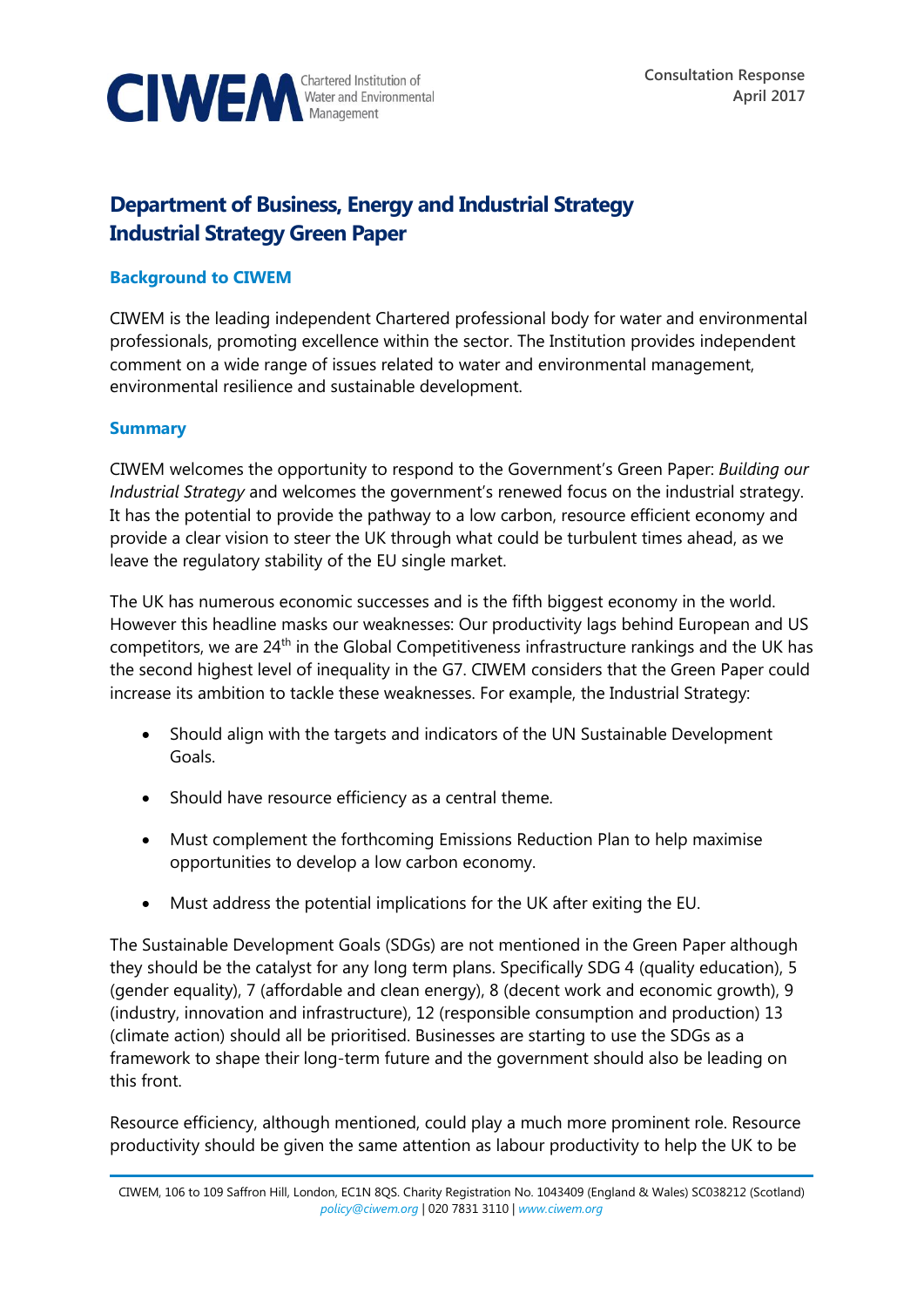CIWEM Chartered Institution of Water and Environmental Management

Consultation Response
April 2017

# Department of Business, Energy and Industrial Strategy
# Industrial Strategy Green Paper

## Background to CIWEM

CIWEM is the leading independent Chartered professional body for water and environmental professionals, promoting excellence within the sector. The Institution provides independent comment on a wide range of issues related to water and environmental management, environmental resilience and sustainable development.

## Summary

CIWEM welcomes the opportunity to respond to the Government's Green Paper: *Building our Industrial Strategy* and welcomes the government's renewed focus on the industrial strategy. It has the potential to provide the pathway to a low carbon, resource efficient economy and provide a clear vision to steer the UK through what could be turbulent times ahead, as we leave the regulatory stability of the EU single market.

The UK has numerous economic successes and is the fifth biggest economy in the world. However this headline masks our weaknesses: Our productivity lags behind European and US competitors, we are 24th in the Global Competitiveness infrastructure rankings and the UK has the second highest level of inequality in the G7. CIWEM considers that the Green Paper could increase its ambition to tackle these weaknesses. For example, the Industrial Strategy:

- Should align with the targets and indicators of the UN Sustainable Development Goals.
- Should have resource efficiency as a central theme.
- Must complement the forthcoming Emissions Reduction Plan to help maximise opportunities to develop a low carbon economy.
- Must address the potential implications for the UK after exiting the EU.

The Sustainable Development Goals (SDGs) are not mentioned in the Green Paper although they should be the catalyst for any long term plans. Specifically SDG 4 (quality education), 5 (gender equality), 7 (affordable and clean energy), 8 (decent work and economic growth), 9 (industry, innovation and infrastructure), 12 (responsible consumption and production) 13 (climate action) should all be prioritised. Businesses are starting to use the SDGs as a framework to shape their long-term future and the government should also be leading on this front.

Resource efficiency, although mentioned, could play a much more prominent role. Resource productivity should be given the same attention as labour productivity to help the UK to be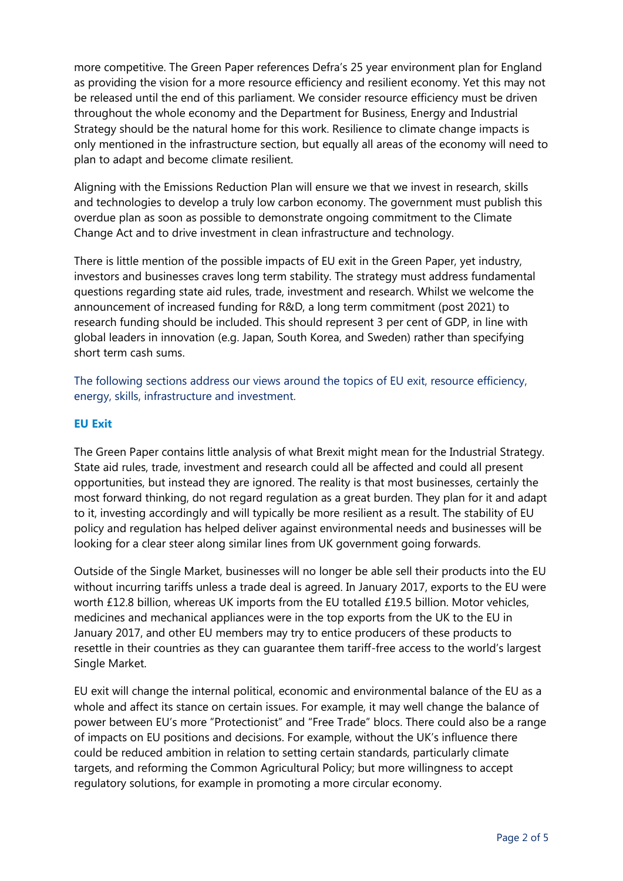more competitive. The Green Paper references Defra's 25 year environment plan for England as providing the vision for a more resource efficiency and resilient economy. Yet this may not be released until the end of this parliament. We consider resource efficiency must be driven throughout the whole economy and the Department for Business, Energy and Industrial Strategy should be the natural home for this work. Resilience to climate change impacts is only mentioned in the infrastructure section, but equally all areas of the economy will need to plan to adapt and become climate resilient.

Aligning with the Emissions Reduction Plan will ensure we that we invest in research, skills and technologies to develop a truly low carbon economy. The government must publish this overdue plan as soon as possible to demonstrate ongoing commitment to the Climate Change Act and to drive investment in clean infrastructure and technology.

There is little mention of the possible impacts of EU exit in the Green Paper, yet industry, investors and businesses craves long term stability. The strategy must address fundamental questions regarding state aid rules, trade, investment and research. Whilst we welcome the announcement of increased funding for R&D, a long term commitment (post 2021) to research funding should be included. This should represent 3 per cent of GDP, in line with global leaders in innovation (e.g. Japan, South Korea, and Sweden) rather than specifying short term cash sums.

The following sections address our views around the topics of EU exit, resource efficiency, energy, skills, infrastructure and investment.

## EU Exit

The Green Paper contains little analysis of what Brexit might mean for the Industrial Strategy. State aid rules, trade, investment and research could all be affected and could all present opportunities, but instead they are ignored. The reality is that most businesses, certainly the most forward thinking, do not regard regulation as a great burden. They plan for it and adapt to it, investing accordingly and will typically be more resilient as a result. The stability of EU policy and regulation has helped deliver against environmental needs and businesses will be looking for a clear steer along similar lines from UK government going forwards.

Outside of the Single Market, businesses will no longer be able sell their products into the EU without incurring tariffs unless a trade deal is agreed. In January 2017, exports to the EU were worth £12.8 billion, whereas UK imports from the EU totalled £19.5 billion. Motor vehicles, medicines and mechanical appliances were in the top exports from the UK to the EU in January 2017, and other EU members may try to entice producers of these products to resettle in their countries as they can guarantee them tariff-free access to the world's largest Single Market.

EU exit will change the internal political, economic and environmental balance of the EU as a whole and affect its stance on certain issues. For example, it may well change the balance of power between EU's more "Protectionist" and "Free Trade" blocs. There could also be a range of impacts on EU positions and decisions. For example, without the UK's influence there could be reduced ambition in relation to setting certain standards, particularly climate targets, and reforming the Common Agricultural Policy; but more willingness to accept regulatory solutions, for example in promoting a more circular economy.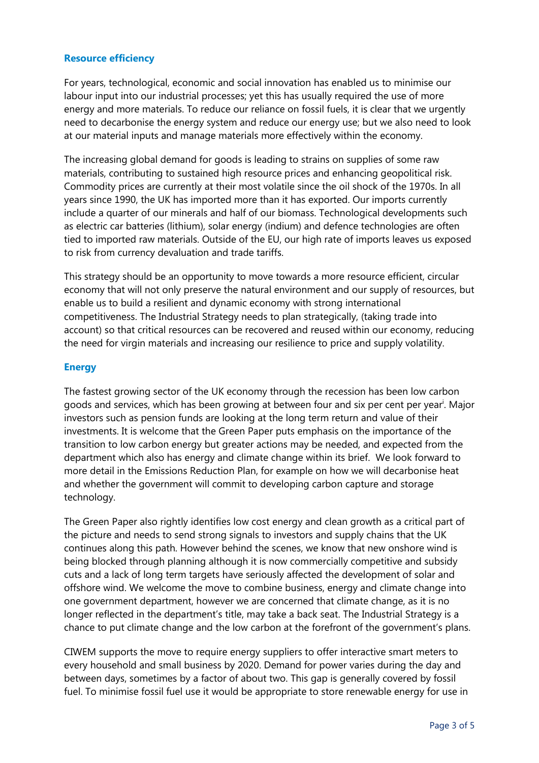## Resource efficiency

For years, technological, economic and social innovation has enabled us to minimise our labour input into our industrial processes; yet this has usually required the use of more energy and more materials. To reduce our reliance on fossil fuels, it is clear that we urgently need to decarbonise the energy system and reduce our energy use; but we also need to look at our material inputs and manage materials more effectively within the economy.

The increasing global demand for goods is leading to strains on supplies of some raw materials, contributing to sustained high resource prices and enhancing geopolitical risk. Commodity prices are currently at their most volatile since the oil shock of the 1970s. In all years since 1990, the UK has imported more than it has exported. Our imports currently include a quarter of our minerals and half of our biomass. Technological developments such as electric car batteries (lithium), solar energy (indium) and defence technologies are often tied to imported raw materials. Outside of the EU, our high rate of imports leaves us exposed to risk from currency devaluation and trade tariffs.

This strategy should be an opportunity to move towards a more resource efficient, circular economy that will not only preserve the natural environment and our supply of resources, but enable us to build a resilient and dynamic economy with strong international competitiveness. The Industrial Strategy needs to plan strategically, (taking trade into account) so that critical resources can be recovered and reused within our economy, reducing the need for virgin materials and increasing our resilience to price and supply volatility.

## Energy

The fastest growing sector of the UK economy through the recession has been low carbon goods and services, which has been growing at between four and six per cent per year[i]. Major investors such as pension funds are looking at the long term return and value of their investments. It is welcome that the Green Paper puts emphasis on the importance of the transition to low carbon energy but greater actions may be needed, and expected from the department which also has energy and climate change within its brief. We look forward to more detail in the Emissions Reduction Plan, for example on how we will decarbonise heat and whether the government will commit to developing carbon capture and storage technology.

The Green Paper also rightly identifies low cost energy and clean growth as a critical part of the picture and needs to send strong signals to investors and supply chains that the UK continues along this path. However behind the scenes, we know that new onshore wind is being blocked through planning although it is now commercially competitive and subsidy cuts and a lack of long term targets have seriously affected the development of solar and offshore wind. We welcome the move to combine business, energy and climate change into one government department, however we are concerned that climate change, as it is no longer reflected in the department's title, may take a back seat. The Industrial Strategy is a chance to put climate change and the low carbon at the forefront of the government's plans.

CIWEM supports the move to require energy suppliers to offer interactive smart meters to every household and small business by 2020. Demand for power varies during the day and between days, sometimes by a factor of about two. This gap is generally covered by fossil fuel. To minimise fossil fuel use it would be appropriate to store renewable energy for use in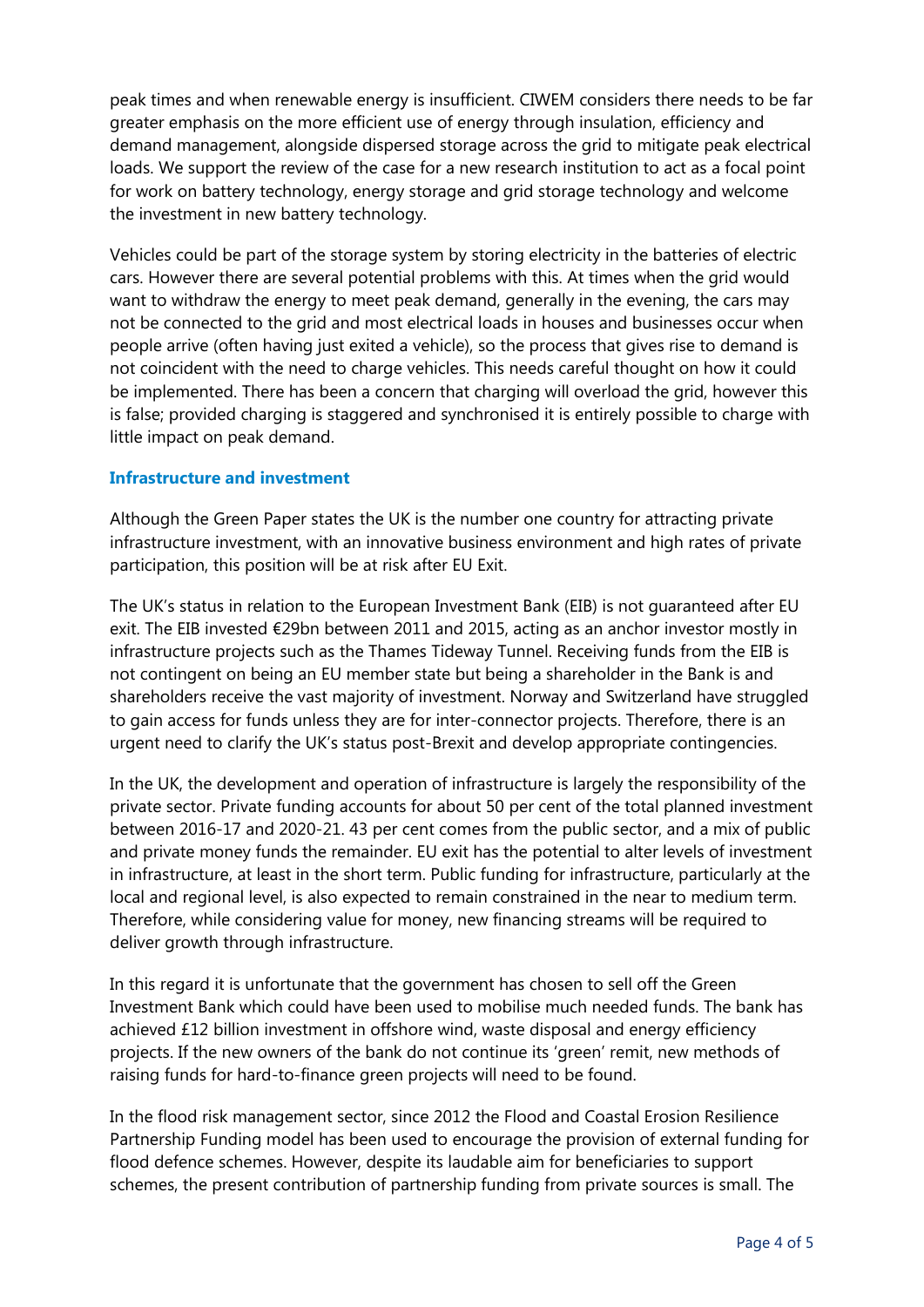peak times and when renewable energy is insufficient. CIWEM considers there needs to be far greater emphasis on the more efficient use of energy through insulation, efficiency and demand management, alongside dispersed storage across the grid to mitigate peak electrical loads. We support the review of the case for a new research institution to act as a focal point for work on battery technology, energy storage and grid storage technology and welcome the investment in new battery technology.

Vehicles could be part of the storage system by storing electricity in the batteries of electric cars. However there are several potential problems with this. At times when the grid would want to withdraw the energy to meet peak demand, generally in the evening, the cars may not be connected to the grid and most electrical loads in houses and businesses occur when people arrive (often having just exited a vehicle), so the process that gives rise to demand is not coincident with the need to charge vehicles. This needs careful thought on how it could be implemented. There has been a concern that charging will overload the grid, however this is false; provided charging is staggered and synchronised it is entirely possible to charge with little impact on peak demand.

### Infrastructure and investment

Although the Green Paper states the UK is the number one country for attracting private infrastructure investment, with an innovative business environment and high rates of private participation, this position will be at risk after EU Exit.

The UK's status in relation to the European Investment Bank (EIB) is not guaranteed after EU exit. The EIB invested €29bn between 2011 and 2015, acting as an anchor investor mostly in infrastructure projects such as the Thames Tideway Tunnel. Receiving funds from the EIB is not contingent on being an EU member state but being a shareholder in the Bank is and shareholders receive the vast majority of investment. Norway and Switzerland have struggled to gain access for funds unless they are for inter-connector projects. Therefore, there is an urgent need to clarify the UK's status post-Brexit and develop appropriate contingencies.

In the UK, the development and operation of infrastructure is largely the responsibility of the private sector. Private funding accounts for about 50 per cent of the total planned investment between 2016-17 and 2020-21. 43 per cent comes from the public sector, and a mix of public and private money funds the remainder. EU exit has the potential to alter levels of investment in infrastructure, at least in the short term. Public funding for infrastructure, particularly at the local and regional level, is also expected to remain constrained in the near to medium term. Therefore, while considering value for money, new financing streams will be required to deliver growth through infrastructure.

In this regard it is unfortunate that the government has chosen to sell off the Green Investment Bank which could have been used to mobilise much needed funds. The bank has achieved £12 billion investment in offshore wind, waste disposal and energy efficiency projects. If the new owners of the bank do not continue its 'green' remit, new methods of raising funds for hard-to-finance green projects will need to be found.

In the flood risk management sector, since 2012 the Flood and Coastal Erosion Resilience Partnership Funding model has been used to encourage the provision of external funding for flood defence schemes. However, despite its laudable aim for beneficiaries to support schemes, the present contribution of partnership funding from private sources is small. The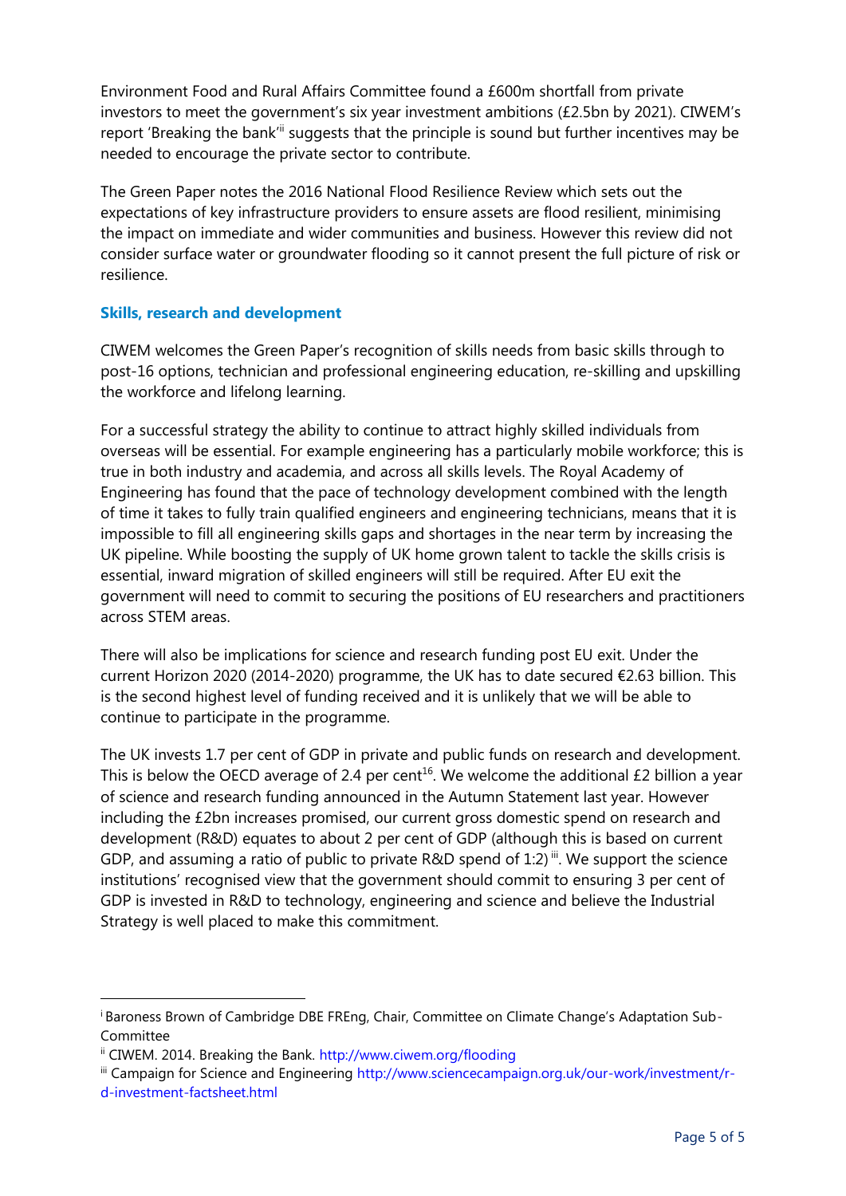Environment Food and Rural Affairs Committee found a £600m shortfall from private investors to meet the government's six year investment ambitions (£2.5bn by 2021). CIWEM's report 'Breaking the bank'[ii] suggests that the principle is sound but further incentives may be needed to encourage the private sector to contribute.

The Green Paper notes the 2016 National Flood Resilience Review which sets out the expectations of key infrastructure providers to ensure assets are flood resilient, minimising the impact on immediate and wider communities and business. However this review did not consider surface water or groundwater flooding so it cannot present the full picture of risk or resilience.

### Skills, research and development

CIWEM welcomes the Green Paper's recognition of skills needs from basic skills through to post-16 options, technician and professional engineering education, re-skilling and upskilling the workforce and lifelong learning.

For a successful strategy the ability to continue to attract highly skilled individuals from overseas will be essential. For example engineering has a particularly mobile workforce; this is true in both industry and academia, and across all skills levels. The Royal Academy of Engineering has found that the pace of technology development combined with the length of time it takes to fully train qualified engineers and engineering technicians, means that it is impossible to fill all engineering skills gaps and shortages in the near term by increasing the UK pipeline. While boosting the supply of UK home grown talent to tackle the skills crisis is essential, inward migration of skilled engineers will still be required. After EU exit the government will need to commit to securing the positions of EU researchers and practitioners across STEM areas.

There will also be implications for science and research funding post EU exit. Under the current Horizon 2020 (2014-2020) programme, the UK has to date secured €2.63 billion. This is the second highest level of funding received and it is unlikely that we will be able to continue to participate in the programme.

The UK invests 1.7 per cent of GDP in private and public funds on research and development. This is below the OECD average of 2.4 per cent[16]. We welcome the additional £2 billion a year of science and research funding announced in the Autumn Statement last year. However including the £2bn increases promised, our current gross domestic spend on research and development (R&D) equates to about 2 per cent of GDP (although this is based on current GDP, and assuming a ratio of public to private R&D spend of 1:2)[iii]. We support the science institutions' recognised view that the government should commit to ensuring 3 per cent of GDP is invested in R&D to technology, engineering and science and believe the Industrial Strategy is well placed to make this commitment.

---

[i] Baroness Brown of Cambridge DBE FREng, Chair, Committee on Climate Change's Adaptation Sub-Committee

[ii] CIWEM. 2014. Breaking the Bank. http://www.ciwem.org/flooding

[iii] Campaign for Science and Engineering http://www.sciencecampaign.org.uk/our-work/investment/r-d-investment-factsheet.html